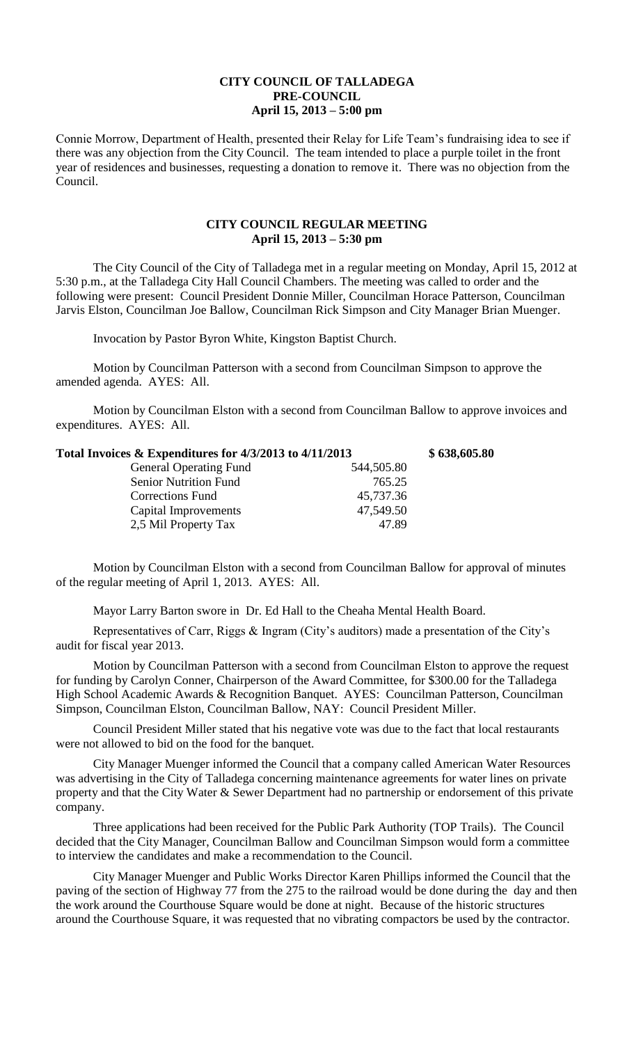# CITY COUNCIL OF TALLADEGA
## PRE-COUNCIL
## April 15, 2013 – 5:00 pm

Connie Morrow, Department of Health, presented their Relay for Life Team's fundraising idea to see if there was any objection from the City Council. The team intended to place a purple toilet in the front year of residences and businesses, requesting a donation to remove it. There was no objection from the Council.

## CITY COUNCIL REGULAR MEETING
## April 15, 2013 – 5:30 pm

The City Council of the City of Talladega met in a regular meeting on Monday, April 15, 2012 at 5:30 p.m., at the Talladega City Hall Council Chambers. The meeting was called to order and the following were present: Council President Donnie Miller, Councilman Horace Patterson, Councilman Jarvis Elston, Councilman Joe Ballow, Councilman Rick Simpson and City Manager Brian Muenger.

Invocation by Pastor Byron White, Kingston Baptist Church.

Motion by Councilman Patterson with a second from Councilman Simpson to approve the amended agenda. AYES: All.

Motion by Councilman Elston with a second from Councilman Ballow to approve invoices and expenditures. AYES: All.

| **Total Invoices & Expenditures for 4/3/2013 to 4/11/2013** | | **$ 638,605.80** |
|---|---|---|
| General Operating Fund | 544,505.80 | |
| Senior Nutrition Fund | 765.25 | |
| Corrections Fund | 45,737.36 | |
| Capital Improvements | 47,549.50 | |
| 2,5 Mil Property Tax | 47.89 | |

Motion by Councilman Elston with a second from Councilman Ballow for approval of minutes of the regular meeting of April 1, 2013. AYES: All.

Mayor Larry Barton swore in Dr. Ed Hall to the Cheaha Mental Health Board.

Representatives of Carr, Riggs & Ingram (City's auditors) made a presentation of the City's audit for fiscal year 2013.

Motion by Councilman Patterson with a second from Councilman Elston to approve the request for funding by Carolyn Conner, Chairperson of the Award Committee, for $300.00 for the Talladega High School Academic Awards & Recognition Banquet. AYES: Councilman Patterson, Councilman Simpson, Councilman Elston, Councilman Ballow, NAY: Council President Miller.

Council President Miller stated that his negative vote was due to the fact that local restaurants were not allowed to bid on the food for the banquet.

City Manager Muenger informed the Council that a company called American Water Resources was advertising in the City of Talladega concerning maintenance agreements for water lines on private property and that the City Water & Sewer Department had no partnership or endorsement of this private company.

Three applications had been received for the Public Park Authority (TOP Trails). The Council decided that the City Manager, Councilman Ballow and Councilman Simpson would form a committee to interview the candidates and make a recommendation to the Council.

City Manager Muenger and Public Works Director Karen Phillips informed the Council that the paving of the section of Highway 77 from the 275 to the railroad would be done during the day and then the work around the Courthouse Square would be done at night. Because of the historic structures around the Courthouse Square, it was requested that no vibrating compactors be used by the contractor.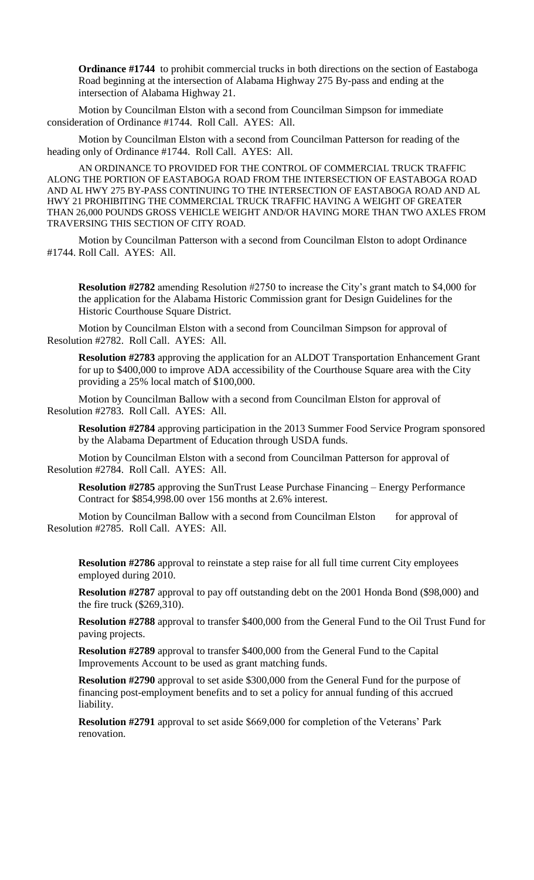**Ordinance #1744** to prohibit commercial trucks in both directions on the section of Eastaboga Road beginning at the intersection of Alabama Highway 275 By-pass and ending at the intersection of Alabama Highway 21.

Motion by Councilman Elston with a second from Councilman Simpson for immediate consideration of Ordinance #1744. Roll Call. AYES: All.

Motion by Councilman Elston with a second from Councilman Patterson for reading of the heading only of Ordinance #1744. Roll Call. AYES: All.

AN ORDINANCE TO PROVIDED FOR THE CONTROL OF COMMERCIAL TRUCK TRAFFIC ALONG THE PORTION OF EASTABOGA ROAD FROM THE INTERSECTION OF EASTABOGA ROAD AND AL HWY 275 BY-PASS CONTINUING TO THE INTERSECTION OF EASTABOGA ROAD AND AL HWY 21 PROHIBITING THE COMMERCIAL TRUCK TRAFFIC HAVING A WEIGHT OF GREATER THAN 26,000 POUNDS GROSS VEHICLE WEIGHT AND/OR HAVING MORE THAN TWO AXLES FROM TRAVERSING THIS SECTION OF CITY ROAD.

Motion by Councilman Patterson with a second from Councilman Elston to adopt Ordinance #1744. Roll Call. AYES: All.

**Resolution #2782** amending Resolution #2750 to increase the City's grant match to $4,000 for the application for the Alabama Historic Commission grant for Design Guidelines for the Historic Courthouse Square District.

Motion by Councilman Elston with a second from Councilman Simpson for approval of Resolution #2782. Roll Call. AYES: All.

**Resolution #2783** approving the application for an ALDOT Transportation Enhancement Grant for up to $400,000 to improve ADA accessibility of the Courthouse Square area with the City providing a 25% local match of $100,000.

Motion by Councilman Ballow with a second from Councilman Elston for approval of Resolution #2783. Roll Call. AYES: All.

**Resolution #2784** approving participation in the 2013 Summer Food Service Program sponsored by the Alabama Department of Education through USDA funds.

Motion by Councilman Elston with a second from Councilman Patterson for approval of Resolution #2784. Roll Call. AYES: All.

**Resolution #2785** approving the SunTrust Lease Purchase Financing – Energy Performance Contract for $854,998.00 over 156 months at 2.6% interest.

Motion by Councilman Ballow with a second from Councilman Elston for approval of Resolution #2785. Roll Call. AYES: All.

**Resolution #2786** approval to reinstate a step raise for all full time current City employees employed during 2010.

**Resolution #2787** approval to pay off outstanding debt on the 2001 Honda Bond ($98,000) and the fire truck ($269,310).

**Resolution #2788** approval to transfer $400,000 from the General Fund to the Oil Trust Fund for paving projects.

**Resolution #2789** approval to transfer $400,000 from the General Fund to the Capital Improvements Account to be used as grant matching funds.

**Resolution #2790** approval to set aside $300,000 from the General Fund for the purpose of financing post-employment benefits and to set a policy for annual funding of this accrued liability.

**Resolution #2791** approval to set aside $669,000 for completion of the Veterans' Park renovation.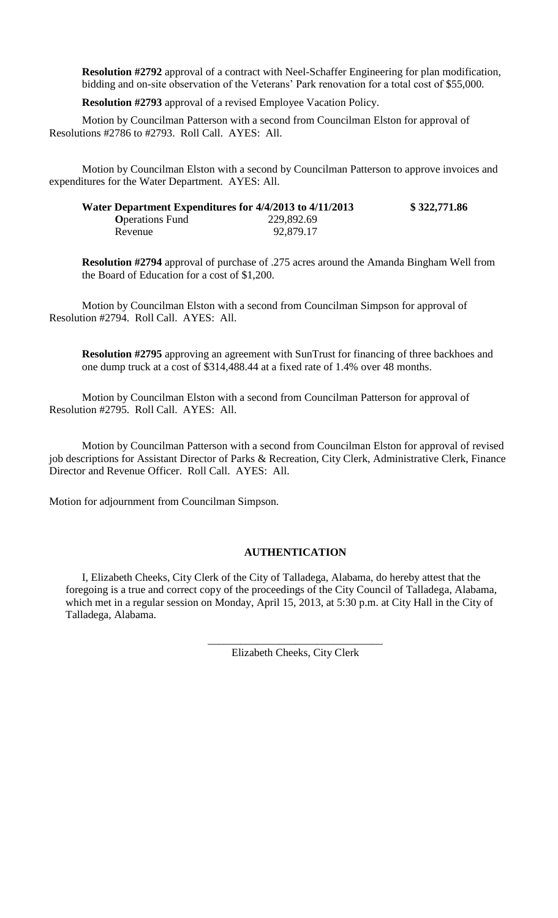**Resolution #2792** approval of a contract with Neel-Schaffer Engineering for plan modification, bidding and on-site observation of the Veterans' Park renovation for a total cost of $55,000.

**Resolution #2793** approval of a revised Employee Vacation Policy.

Motion by Councilman Patterson with a second from Councilman Elston for approval of Resolutions #2786 to #2793. Roll Call. AYES: All.

Motion by Councilman Elston with a second by Councilman Patterson to approve invoices and expenditures for the Water Department. AYES: All.

| | | |
|---|---|---|
| **Water Department Expenditures for 4/4/2013 to 4/11/2013** | | **$ 322,771.86** |
| **O**perations Fund | 229,892.69 | |
| Revenue | 92,879.17 | |

**Resolution #2794** approval of purchase of .275 acres around the Amanda Bingham Well from the Board of Education for a cost of $1,200.

Motion by Councilman Elston with a second from Councilman Simpson for approval of Resolution #2794. Roll Call. AYES: All.

**Resolution #2795** approving an agreement with SunTrust for financing of three backhoes and one dump truck at a cost of $314,488.44 at a fixed rate of 1.4% over 48 months.

Motion by Councilman Elston with a second from Councilman Patterson for approval of Resolution #2795. Roll Call. AYES: All.

Motion by Councilman Patterson with a second from Councilman Elston for approval of revised job descriptions for Assistant Director of Parks & Recreation, City Clerk, Administrative Clerk, Finance Director and Revenue Officer. Roll Call. AYES: All.

Motion for adjournment from Councilman Simpson.

**AUTHENTICATION**

I, Elizabeth Cheeks, City Clerk of the City of Talladega, Alabama, do hereby attest that the foregoing is a true and correct copy of the proceedings of the City Council of Talladega, Alabama, which met in a regular session on Monday, April 15, 2013, at 5:30 p.m. at City Hall in the City of Talladega, Alabama.

\_\_\_\_\_\_\_\_\_\_\_\_\_\_\_\_\_\_\_\_\_\_\_\_\_\_\_\_\_\_\_\_

Elizabeth Cheeks, City Clerk